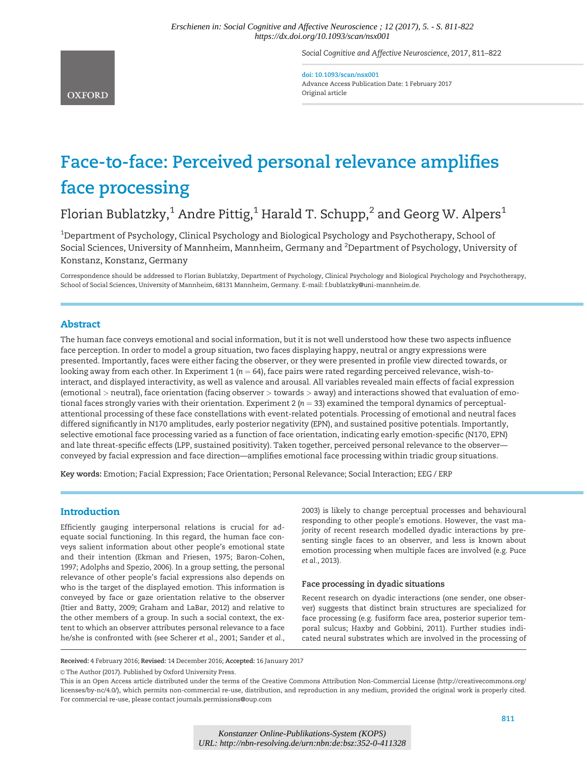# Face-to-face: Perceived personal relevance amplifies face processing

Florian Bublatzky,[1] Andre Pittig,[1] Harald T. Schupp,[2] and Georg W. Alpers[1]

[1]Department of Psychology, Clinical Psychology and Biological Psychology and Psychotherapy, School of Social Sciences, University of Mannheim, Mannheim, Germany and [2]Department of Psychology, University of Konstanz, Konstanz, Germany

Correspondence should be addressed to Florian Bublatzky, Department of Psychology, Clinical Psychology and Biological Psychology and Psychotherapy, School of Social Sciences, University of Mannheim, 68131 Mannheim, Germany. E-mail: f.bublatzky@uni-mannheim.de.

## Abstract

The human face conveys emotional and social information, but it is not well understood how these two aspects influence face perception. In order to model a group situation, two faces displaying happy, neutral or angry expressions were presented. Importantly, faces were either facing the observer, or they were presented in profile view directed towards, or looking away from each other. In Experiment 1 ($n = 64$), face pairs were rated regarding perceived relevance, wish-to-interact, and displayed interactivity, as well as valence and arousal. All variables revealed main effects of facial expression (emotional > neutral), face orientation (facing observer > towards > away) and interactions showed that evaluation of emotional faces strongly varies with their orientation. Experiment 2 ($n = 33$) examined the temporal dynamics of perceptual-attentional processing of these face constellations with event-related potentials. Processing of emotional and neutral faces differed significantly in N170 amplitudes, early posterior negativity (EPN), and sustained positive potentials. Importantly, selective emotional face processing varied as a function of face orientation, indicating early emotion-specific (N170, EPN) and late threat-specific effects (LPP, sustained positivity). Taken together, perceived personal relevance to the observer—conveyed by facial expression and face direction—amplifies emotional face processing within triadic group situations.

**Key words:** Emotion; Facial Expression; Face Orientation; Personal Relevance; Social Interaction; EEG / ERP

## Introduction

Efficiently gauging interpersonal relations is crucial for adequate social functioning. In this regard, the human face conveys salient information about other people's emotional state and their intention (Ekman and Friesen, 1975; Baron-Cohen, 1997; Adolphs and Spezio, 2006). In a group setting, the personal relevance of other people's facial expressions also depends on who is the target of the displayed emotion. This information is conveyed by face or gaze orientation relative to the observer (Itier and Batty, 2009; Graham and LaBar, 2012) and relative to the other members of a group. In such a social context, the extent to which an observer attributes personal relevance to a face he/she is confronted with (see Scherer *et al.*, 2001; Sander *et al.*, 2003) is likely to change perceptual processes and behavioural responding to other people's emotions. However, the vast majority of recent research modelled dyadic interactions by presenting single faces to an observer, and less is known about emotion processing when multiple faces are involved (e.g. Puce *et al.*, 2013).

### Face processing in dyadic situations

Recent research on dyadic interactions (one sender, one observer) suggests that distinct brain structures are specialized for face processing (e.g. fusiform face area, posterior superior temporal sulcus; Haxby and Gobbini, 2011). Further studies indicated neural substrates which are involved in the processing of

**Received:** 4 February 2016; **Revised:** 14 December 2016; **Accepted:** 16 January 2017

© The Author (2017). Published by Oxford University Press.

This is an Open Access article distributed under the terms of the Creative Commons Attribution Non-Commercial License (http://creativecommons.org/licenses/by-nc/4.0/), which permits non-commercial re-use, distribution, and reproduction in any medium, provided the original work is properly cited. For commercial re-use, please contact journals.permissions@oup.com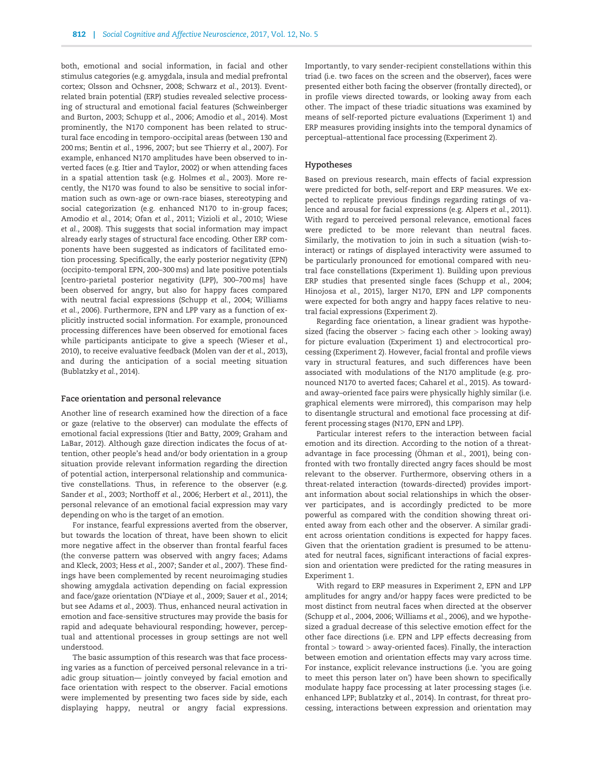both, emotional and social information, in facial and other stimulus categories (e.g. amygdala, insula and medial prefrontal cortex; Olsson and Ochsner, 2008; Schwarz *et al.*, 2013). Event-related brain potential (ERP) studies revealed selective processing of structural and emotional facial features (Schweinberger and Burton, 2003; Schupp *et al.*, 2006; Amodio *et al.*, 2014). Most prominently, the N170 component has been related to structural face encoding in temporo-occipital areas (between 130 and 200 ms; Bentin *et al.*, 1996, 2007; but see Thierry *et al.*, 2007). For example, enhanced N170 amplitudes have been observed to inverted faces (e.g. Itier and Taylor, 2002) or when attending faces in a spatial attention task (e.g. Holmes *et al.*, 2003). More recently, the N170 was found to also be sensitive to social information such as own-age or own-race biases, stereotyping and social categorization (e.g. enhanced N170 to in-group faces; Amodio *et al.*, 2014; Ofan *et al.*, 2011; Vizioli *et al.*, 2010; Wiese *et al.*, 2008). This suggests that social information may impact already early stages of structural face encoding. Other ERP components have been suggested as indicators of facilitated emotion processing. Specifically, the early posterior negativity (EPN) (occipito-temporal EPN, 200–300 ms) and late positive potentials [centro-parietal posterior negativity (LPP), 300–700 ms] have been observed for angry, but also for happy faces compared with neutral facial expressions (Schupp *et al.*, 2004; Williams *et al.*, 2006). Furthermore, EPN and LPP vary as a function of explicitly instructed social information. For example, pronounced processing differences have been observed for emotional faces while participants anticipate to give a speech (Wieser *et al.*, 2010), to receive evaluative feedback (Molen van der *et al.*, 2013), and during the anticipation of a social meeting situation (Bublatzky *et al.*, 2014).

### Face orientation and personal relevance

Another line of research examined how the direction of a face or gaze (relative to the observer) can modulate the effects of emotional facial expressions (Itier and Batty, 2009; Graham and LaBar, 2012). Although gaze direction indicates the focus of attention, other people's head and/or body orientation in a group situation provide relevant information regarding the direction of potential action, interpersonal relationship and communicative constellations. Thus, in reference to the observer (e.g. Sander *et al.*, 2003; Northoff *et al.*, 2006; Herbert *et al.*, 2011), the personal relevance of an emotional facial expression may vary depending on who is the target of an emotion.

For instance, fearful expressions averted from the observer, but towards the location of threat, have been shown to elicit more negative affect in the observer than frontal fearful faces (the converse pattern was observed with angry faces; Adams and Kleck, 2003; Hess *et al.*, 2007; Sander *et al.*, 2007). These findings have been complemented by recent neuroimaging studies showing amygdala activation depending on facial expression and face/gaze orientation (N'Diaye *et al.*, 2009; Sauer *et al.*, 2014; but see Adams *et al.*, 2003). Thus, enhanced neural activation in emotion and face-sensitive structures may provide the basis for rapid and adequate behavioural responding; however, perceptual and attentional processes in group settings are not well understood.

The basic assumption of this research was that face processing varies as a function of perceived personal relevance in a triadic group situation— jointly conveyed by facial emotion and face orientation with respect to the observer. Facial emotions were implemented by presenting two faces side by side, each displaying happy, neutral or angry facial expressions. Importantly, to vary sender-recipient constellations within this triad (i.e. two faces on the screen and the observer), faces were presented either both facing the observer (frontally directed), or in profile views directed towards, or looking away from each other. The impact of these triadic situations was examined by means of self-reported picture evaluations (Experiment 1) and ERP measures providing insights into the temporal dynamics of perceptual–attentional face processing (Experiment 2).

### Hypotheses

Based on previous research, main effects of facial expression were predicted for both, self-report and ERP measures. We expected to replicate previous findings regarding ratings of valence and arousal for facial expressions (e.g. Alpers *et al.*, 2011). With regard to perceived personal relevance, emotional faces were predicted to be more relevant than neutral faces. Similarly, the motivation to join in such a situation (wish-to-interact) or ratings of displayed interactivity were assumed to be particularly pronounced for emotional compared with neutral face constellations (Experiment 1). Building upon previous ERP studies that presented single faces (Schupp *et al.*, 2004; Hinojosa *et al.*, 2015), larger N170, EPN and LPP components were expected for both angry and happy faces relative to neutral facial expressions (Experiment 2).

Regarding face orientation, a linear gradient was hypothesized (facing the observer > facing each other > looking away) for picture evaluation (Experiment 1) and electrocortical processing (Experiment 2). However, facial frontal and profile views vary in structural features, and such differences have been associated with modulations of the N170 amplitude (e.g. pronounced N170 to averted faces; Caharel *et al.*, 2015). As toward- and away–oriented face pairs were physically highly similar (i.e. graphical elements were mirrored), this comparison may help to disentangle structural and emotional face processing at different processing stages (N170, EPN and LPP).

Particular interest refers to the interaction between facial emotion and its direction. According to the notion of a threat-advantage in face processing (Öhman *et al.*, 2001), being confronted with two frontally directed angry faces should be most relevant to the observer. Furthermore, observing others in a threat-related interaction (towards-directed) provides important information about social relationships in which the observer participates, and is accordingly predicted to be more powerful as compared with the condition showing threat oriented away from each other and the observer. A similar gradient across orientation conditions is expected for happy faces. Given that the orientation gradient is presumed to be attenuated for neutral faces, significant interactions of facial expression and orientation were predicted for the rating measures in Experiment 1.

With regard to ERP measures in Experiment 2, EPN and LPP amplitudes for angry and/or happy faces were predicted to be most distinct from neutral faces when directed at the observer (Schupp *et al.*, 2004, 2006; Williams *et al.*, 2006), and we hypothesized a gradual decrease of this selective emotion effect for the other face directions (i.e. EPN and LPP effects decreasing from frontal > toward > away-oriented faces). Finally, the interaction between emotion and orientation effects may vary across time. For instance, explicit relevance instructions (i.e. 'you are going to meet this person later on') have been shown to specifically modulate happy face processing at later processing stages (i.e. enhanced LPP; Bublatzky *et al.*, 2014). In contrast, for threat processing, interactions between expression and orientation may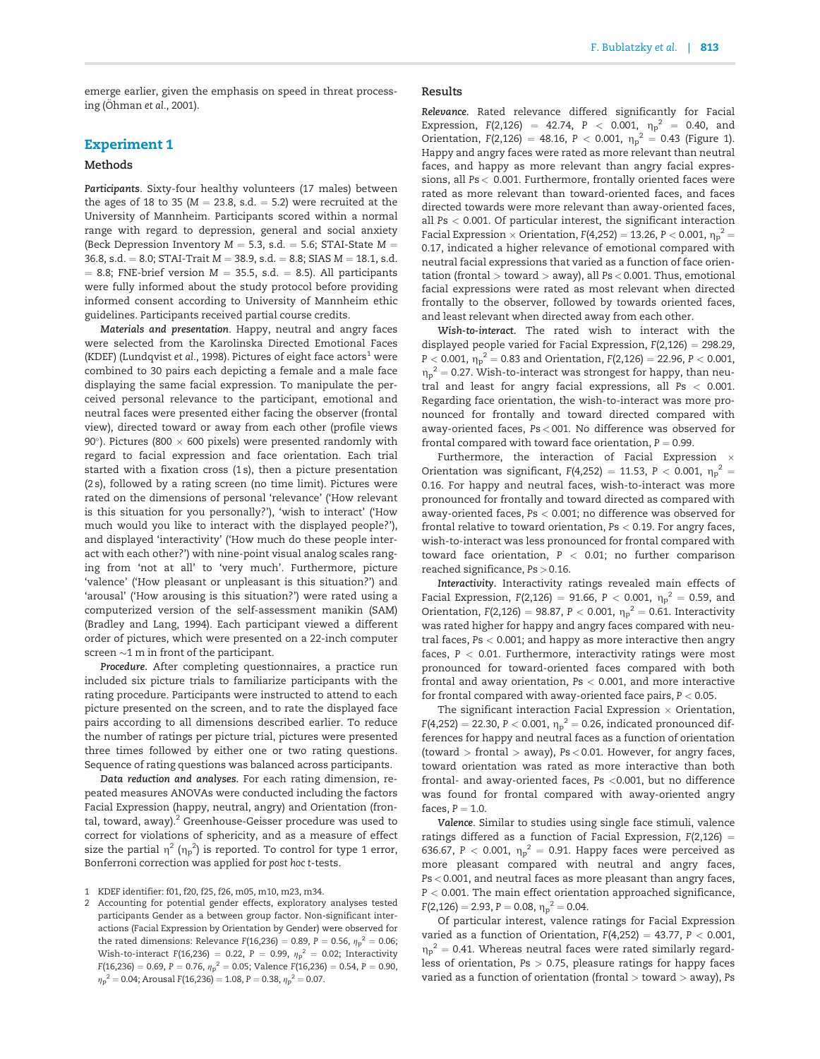emerge earlier, given the emphasis on speed in threat processing (Öhman *et al.*, 2001).

## Experiment 1

### Methods

***Participants***. Sixty-four healthy volunteers (17 males) between the ages of 18 to 35 ($M = 23.8$, s.d. $= 5.2$) were recruited at the University of Mannheim. Participants scored within a normal range with regard to depression, general and social anxiety (Beck Depression Inventory $M = 5.3$, s.d. $= 5.6$; STAI-State $M = 36.8$, s.d. $= 8.0$; STAI-Trait $M = 38.9$, s.d. $= 8.8$; SIAS $M = 18.1$, s.d. $= 8.8$; FNE-brief version $M = 35.5$, s.d. $= 8.5$). All participants were fully informed about the study protocol before providing informed consent according to University of Mannheim ethic guidelines. Participants received partial course credits.

***Materials and presentation***. Happy, neutral and angry faces were selected from the Karolinska Directed Emotional Faces (KDEF) (Lundqvist *et al.*, 1998). Pictures of eight face actors[1] were combined to 30 pairs each depicting a female and a male face displaying the same facial expression. To manipulate the perceived personal relevance to the participant, emotional and neutral faces were presented either facing the observer (frontal view), directed toward or away from each other (profile views 90°). Pictures (800 × 600 pixels) were presented randomly with regard to facial expression and face orientation. Each trial started with a fixation cross (1 s), then a picture presentation (2 s), followed by a rating screen (no time limit). Pictures were rated on the dimensions of personal 'relevance' ('How relevant is this situation for you personally?'), 'wish to interact' ('How much would you like to interact with the displayed people?'), and displayed 'interactivity' ('How much do these people interact with each other?') with nine-point visual analog scales ranging from 'not at all' to 'very much'. Furthermore, picture 'valence' ('How pleasant or unpleasant is this situation?') and 'arousal' ('How arousing is this situation?') were rated using a computerized version of the self-assessment manikin (SAM) (Bradley and Lang, 1994). Each participant viewed a different order of pictures, which were presented on a 22-inch computer screen ~1 m in front of the participant.

***Procedure***. After completing questionnaires, a practice run included six picture trials to familiarize participants with the rating procedure. Participants were instructed to attend to each picture presented on the screen, and to rate the displayed face pairs according to all dimensions described earlier. To reduce the number of ratings per picture trial, pictures were presented three times followed by either one or two rating questions. Sequence of rating questions was balanced across participants.

***Data reduction and analyses***. For each rating dimension, repeated measures ANOVAs were conducted including the factors Facial Expression (happy, neutral, angry) and Orientation (frontal, toward, away).[2] Greenhouse-Geisser procedure was used to correct for violations of sphericity, and as a measure of effect size the partial $\eta^2$ ($\eta_p^2$) is reported. To control for type 1 error, Bonferroni correction was applied for *post hoc* *t*-tests.

### Results

***Relevance***. Rated relevance differed significantly for Facial Expression, $F(2,126) = 42.74$, $P < 0.001$, $\eta_p^2 = 0.40$, and Orientation, $F(2,126) = 48.16$, $P < 0.001$, $\eta_p^2 = 0.43$ (Figure 1). Happy and angry faces were rated as more relevant than neutral faces, and happy as more relevant than angry facial expressions, all $Ps < 0.001$. Furthermore, frontally oriented faces were rated as more relevant than toward-oriented faces, and faces directed towards were more relevant than away-oriented faces, all $Ps < 0.001$. Of particular interest, the significant interaction Facial Expression × Orientation, $F(4,252) = 13.26$, $P < 0.001$, $\eta_p^2 = 0.17$, indicated a higher relevance of emotional compared with neutral facial expressions that varied as a function of face orientation (frontal > toward > away), all $Ps < 0.001$. Thus, emotional facial expressions were rated as most relevant when directed frontally to the observer, followed by towards oriented faces, and least relevant when directed away from each other.

***Wish-to-interact***. The rated wish to interact with the displayed people varied for Facial Expression, $F(2,126) = 298.29$, $P < 0.001$, $\eta_p^2 = 0.83$ and Orientation, $F(2,126) = 22.96$, $P < 0.001$, $\eta_p^2 = 0.27$. Wish-to-interact was strongest for happy, than neutral and least for angry facial expressions, all $Ps < 0.001$. Regarding face orientation, the wish-to-interact was more pronounced for frontally and toward directed compared with away-oriented faces, $Ps < 001$. No difference was observed for frontal compared with toward face orientation, $P = 0.99$.

Furthermore, the interaction of Facial Expression × Orientation was significant, $F(4,252) = 11.53$, $P < 0.001$, $\eta_p^2 = 0.16$. For happy and neutral faces, wish-to-interact was more pronounced for frontally and toward directed as compared with away-oriented faces, $Ps < 0.001$; no difference was observed for frontal relative to toward orientation, $Ps < 0.19$. For angry faces, wish-to-interact was less pronounced for frontal compared with toward face orientation, $P < 0.01$; no further comparison reached significance, $Ps > 0.16$.

***Interactivity***. Interactivity ratings revealed main effects of Facial Expression, $F(2,126) = 91.66$, $P < 0.001$, $\eta_p^2 = 0.59$, and Orientation, $F(2,126) = 98.87$, $P < 0.001$, $\eta_p^2 = 0.61$. Interactivity was rated higher for happy and angry faces compared with neutral faces, $Ps < 0.001$; and happy as more interactive then angry faces, $P < 0.01$. Furthermore, interactivity ratings were most pronounced for toward-oriented faces compared with both frontal and away orientation, $Ps < 0.001$, and more interactive for frontal compared with away-oriented face pairs, $P < 0.05$.

The significant interaction Facial Expression × Orientation, $F(4,252) = 22.30$, $P < 0.001$, $\eta_p^2 = 0.26$, indicated pronounced differences for happy and neutral faces as a function of orientation (toward > frontal > away), $Ps < 0.01$. However, for angry faces, toward orientation was rated as more interactive than both frontal- and away-oriented faces, $Ps < 0.001$, but no difference was found for frontal compared with away-oriented angry faces, $P = 1.0$.

***Valence***. Similar to studies using single face stimuli, valence ratings differed as a function of Facial Expression, $F(2,126) = 636.67$, $P < 0.001$, $\eta_p^2 = 0.91$. Happy faces were perceived as more pleasant compared with neutral and angry faces, $Ps < 0.001$, and neutral faces as more pleasant than angry faces, $P < 0.001$. The main effect orientation approached significance, $F(2,126) = 2.93$, $P = 0.08$, $\eta_p^2 = 0.04$.

Of particular interest, valence ratings for Facial Expression varied as a function of Orientation, $F(4,252) = 43.77$, $P < 0.001$, $\eta_p^2 = 0.41$. Whereas neutral faces were rated similarly regardless of orientation, $Ps > 0.75$, pleasure ratings for happy faces varied as a function of orientation (frontal > toward > away), Ps

---

1 KDEF identifier: f01, f20, f25, f26, m05, m10, m23, m34.

2 Accounting for potential gender effects, exploratory analyses tested participants Gender as a between group factor. Non-significant interactions (Facial Expression by Orientation by Gender) were observed for the rated dimensions: Relevance $F(16,236) = 0.89$, $P = 0.56$, $\eta_p^2 = 0.06$; Wish-to-interact $F(16,236) = 0.22$, $P = 0.99$, $\eta_p^2 = 0.02$; Interactivity $F(16,236) = 0.69$, $P = 0.76$, $\eta_p^2 = 0.05$; Valence $F(16,236) = 0.54$, $P = 0.90$, $\eta_p^2 = 0.04$; Arousal $F(16,236) = 1.08$, $P = 0.38$, $\eta_p^2 = 0.07$.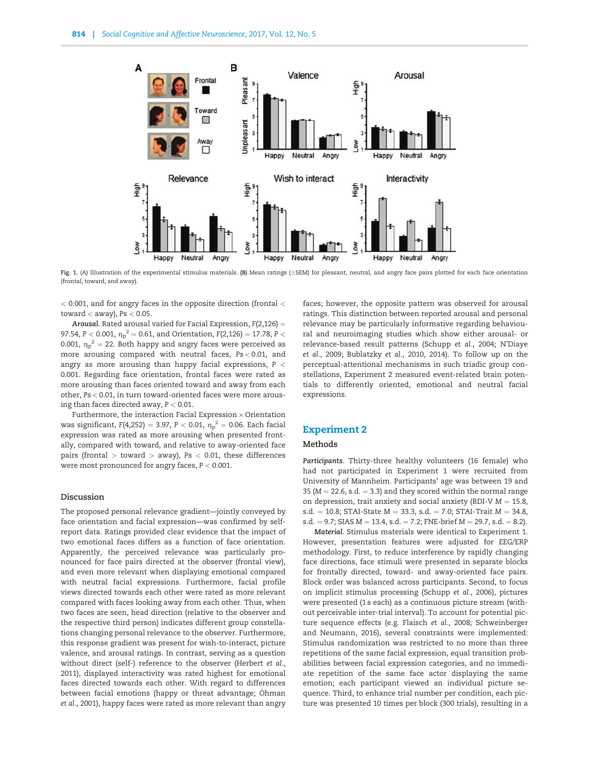Fig. 1. (A) Illustration of the experimental stimulus materials. (B) Mean ratings (±SEM) for pleasant, neutral, and angry face pairs plotted for each face orientation (frontal, toward, and away).

< 0.001, and for angry faces in the opposite direction (frontal < toward < away), Ps < 0.05.

*Arousal*. Rated arousal varied for Facial Expression, $F(2,126) = 97.54$, $P < 0.001$, $\eta_p^2 = 0.61$, and Orientation, $F(2,126) = 17.78$, $P < 0.001$, $\eta_p^2 = 22$. Both happy and angry faces were perceived as more arousing compared with neutral faces, Ps < 0.01, and angry as more arousing than happy facial expressions, $P < 0.001$. Regarding face orientation, frontal faces were rated as more arousing than faces oriented toward and away from each other, Ps < 0.01, in turn toward-oriented faces were more arousing than faces directed away, $P < 0.01$.

Furthermore, the interaction Facial Expression × Orientation was significant, $F(4,252) = 3.97$, $P < 0.01$, $\eta_p^2 = 0.06$. Each facial expression was rated as more arousing when presented frontally, compared with toward, and relative to away-oriented face pairs (frontal > toward > away), Ps < 0.01, these differences were most pronounced for angry faces, $P < 0.001$.

### Discussion

The proposed personal relevance gradient—jointly conveyed by face orientation and facial expression—was confirmed by self-report data. Ratings provided clear evidence that the impact of two emotional faces differs as a function of face orientation. Apparently, the perceived relevance was particularly pronounced for face pairs directed at the observer (frontal view), and even more relevant when displaying emotional compared with neutral facial expressions. Furthermore, facial profile views directed towards each other were rated as more relevant compared with faces looking away from each other. Thus, when two faces are seen, head direction (relative to the observer and the respective third person) indicates different group constellations changing personal relevance to the observer. Furthermore, this response gradient was present for wish-to-interact, picture valence, and arousal ratings. In contrast, serving as a question without direct (self-) reference to the observer (Herbert *et al.*, 2011), displayed interactivity was rated highest for emotional faces directed towards each other. With regard to differences between facial emotions (happy or threat advantage; Öhman *et al.*, 2001), happy faces were rated as more relevant than angry faces; however, the opposite pattern was observed for arousal ratings. This distinction between reported arousal and personal relevance may be particularly informative regarding behavioural and neuroimaging studies which show either arousal- or relevance-based result patterns (Schupp *et al.*, 2004; N'Diaye *et al.*, 2009; Bublatzky *et al.*, 2010, 2014). To follow up on the perceptual-attentional mechanisms in such triadic group constellations, Experiment 2 measured event-related brain potentials to differently oriented, emotional and neutral facial expressions.

## Experiment 2

### Methods

***Participants***. Thirty-three healthy volunteers (16 female) who had not participated in Experiment 1 were recruited from University of Mannheim. Participants' age was between 19 and 35 (M = 22.6, s.d. = 3.3) and they scored within the normal range on depression, trait anxiety and social anxiety (BDI-V M = 15.8, s.d. = 10.8; STAI-State M = 33.3, s.d. = 7.0; STAI-Trait M = 34.8, s.d. = 9.7; SIAS M = 13.4, s.d. = 7.2; FNE-brief M = 29.7, s.d. = 8.2).

***Material***. Stimulus materials were identical to Experiment 1. However, presentation features were adjusted for EEG/ERP methodology. First, to reduce interference by rapidly changing face directions, face stimuli were presented in separate blocks for frontally directed, toward- and away-oriented face pairs. Block order was balanced across participants. Second, to focus on implicit stimulus processing (Schupp *et al.*, 2006), pictures were presented (1 s each) as a continuous picture stream (without perceivable inter-trial interval). To account for potential picture sequence effects (e.g. Flaisch *et al.*, 2008; Schweinberger and Neumann, 2016), several constraints were implemented: Stimulus randomization was restricted to no more than three repetitions of the same facial expression, equal transition probabilities between facial expression categories, and no immediate repetition of the same face actor displaying the same emotion; each participant viewed an individual picture sequence. Third, to enhance trial number per condition, each picture was presented 10 times per block (300 trials), resulting in a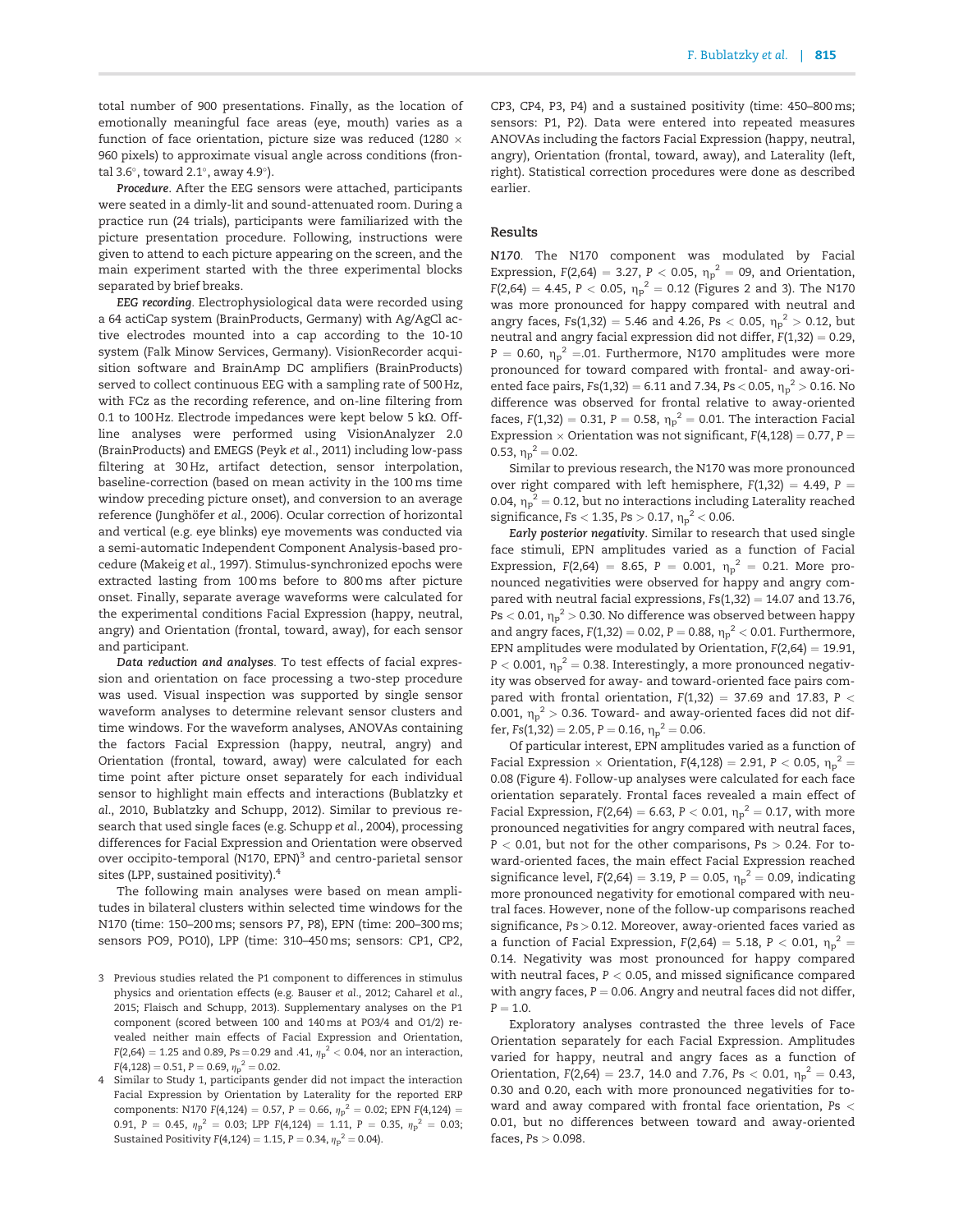total number of 900 presentations. Finally, as the location of emotionally meaningful face areas (eye, mouth) varies as a function of face orientation, picture size was reduced (1280 × 960 pixels) to approximate visual angle across conditions (frontal 3.6°, toward 2.1°, away 4.9°).

*Procedure*. After the EEG sensors were attached, participants were seated in a dimly-lit and sound-attenuated room. During a practice run (24 trials), participants were familiarized with the picture presentation procedure. Following, instructions were given to attend to each picture appearing on the screen, and the main experiment started with the three experimental blocks separated by brief breaks.

*EEG recording*. Electrophysiological data were recorded using a 64 actiCap system (BrainProducts, Germany) with Ag/AgCl active electrodes mounted into a cap according to the 10-10 system (Falk Minow Services, Germany). VisionRecorder acquisition software and BrainAmp DC amplifiers (BrainProducts) served to collect continuous EEG with a sampling rate of 500 Hz, with FCz as the recording reference, and on-line filtering from 0.1 to 100 Hz. Electrode impedances were kept below 5 kΩ. Offline analyses were performed using VisionAnalyzer 2.0 (BrainProducts) and EMEGS (Peyk *et al.*, 2011) including low-pass filtering at 30 Hz, artifact detection, sensor interpolation, baseline-correction (based on mean activity in the 100 ms time window preceding picture onset), and conversion to an average reference (Junghöfer *et al.*, 2006). Ocular correction of horizontal and vertical (e.g. eye blinks) eye movements was conducted via a semi-automatic Independent Component Analysis-based procedure (Makeig *et al.*, 1997). Stimulus-synchronized epochs were extracted lasting from 100 ms before to 800 ms after picture onset. Finally, separate average waveforms were calculated for the experimental conditions Facial Expression (happy, neutral, angry) and Orientation (frontal, toward, away), for each sensor and participant.

*Data reduction and analyses*. To test effects of facial expression and orientation on face processing a two-step procedure was used. Visual inspection was supported by single sensor waveform analyses to determine relevant sensor clusters and time windows. For the waveform analyses, ANOVAs containing the factors Facial Expression (happy, neutral, angry) and Orientation (frontal, toward, away) were calculated for each time point after picture onset separately for each individual sensor to highlight main effects and interactions (Bublatzky *et al.*, 2010, Bublatzky and Schupp, 2012). Similar to previous research that used single faces (e.g. Schupp *et al.*, 2004), processing differences for Facial Expression and Orientation were observed over occipito-temporal (N170, EPN)[3] and centro-parietal sensor sites (LPP, sustained positivity).[4]

The following main analyses were based on mean amplitudes in bilateral clusters within selected time windows for the N170 (time: 150–200 ms; sensors P7, P8), EPN (time: 200–300 ms; sensors PO9, PO10), LPP (time: 310–450 ms; sensors: CP1, CP2, CP3, CP4, P3, P4) and a sustained positivity (time: 450–800 ms; sensors: P1, P2). Data were entered into repeated measures ANOVAs including the factors Facial Expression (happy, neutral, angry), Orientation (frontal, toward, away), and Laterality (left, right). Statistical correction procedures were done as described earlier.

## Results

***N170***. The N170 component was modulated by Facial Expression, $F(2,64) = 3.27$, $P < 0.05$, $\eta_p^2 = 09$, and Orientation, $F(2,64) = 4.45$, $P < 0.05$, $\eta_p^2 = 0.12$ (Figures 2 and 3). The N170 was more pronounced for happy compared with neutral and angry faces, $Fs(1,32) = 5.46$ and $4.26$, $Ps < 0.05$, $\eta_p^2 > 0.12$, but neutral and angry facial expression did not differ, $F(1,32) = 0.29$, $P = 0.60$, $\eta_p^2 = .01$. Furthermore, N170 amplitudes were more pronounced for toward compared with front- and away-oriented face pairs, $Fs(1,32) = 6.11$ and $7.34$, $Ps < 0.05$, $\eta_p^2 > 0.16$. No difference was observed for frontal relative to away-oriented faces, $F(1,32) = 0.31$, $P = 0.58$, $\eta_p^2 = 0.01$. The interaction Facial Expression × Orientation was not significant, $F(4,128) = 0.77$, $P = 0.53$, $\eta_p^2 = 0.02$.

Similar to previous research, the N170 was more pronounced over right compared with left hemisphere, $F(1,32) = 4.49$, $P = 0.04$, $\eta_p^2 = 0.12$, but no interactions including Laterality reached significance, $Fs < 1.35$, $Ps > 0.17$, $\eta_p^2 < 0.06$.

*Early posterior negativity*. Similar to research that used single face stimuli, EPN amplitudes varied as a function of Facial Expression, $F(2,64) = 8.65$, $P = 0.001$, $\eta_p^2 = 0.21$. More pronounced negativities were observed for happy and angry compared with neutral facial expressions, $Fs(1,32) = 14.07$ and $13.76$, $Ps < 0.01$, $\eta_p^2 > 0.30$. No difference was observed between happy and angry faces, $F(1,32) = 0.02$, $P = 0.88$, $\eta_p^2 < 0.01$. Furthermore, EPN amplitudes were modulated by Orientation, $F(2,64) = 19.91$, $P < 0.001$, $\eta_p^2 = 0.38$. Interestingly, a more pronounced negativity was observed for away- and toward-oriented face pairs compared with frontal orientation, $F(1,32) = 37.69$ and $17.83$, $P < 0.001$, $\eta_p^2 > 0.36$. Toward- and away-oriented faces did not differ, $Fs(1,32) = 2.05$, $P = 0.16$, $\eta_p^2 = 0.06$.

Of particular interest, EPN amplitudes varied as a function of Facial Expression × Orientation, $F(4,128) = 2.91$, $P < 0.05$, $\eta_p^2 = 0.08$ (Figure 4). Follow-up analyses were calculated for each face orientation separately. Frontal faces revealed a main effect of Facial Expression, $F(2,64) = 6.63$, $P < 0.01$, $\eta_p^2 = 0.17$, with more pronounced negativities for angry compared with neutral faces, $P < 0.01$, but not for the other comparisons, $Ps > 0.24$. For toward-oriented faces, the main effect Facial Expression reached significance level, $F(2,64) = 3.19$, $P = 0.05$, $\eta_p^2 = 0.09$, indicating more pronounced negativity for emotional compared with neutral faces. However, none of the follow-up comparisons reached significance, $Ps > 0.12$. Moreover, away-oriented faces varied as a function of Facial Expression, $F(2,64) = 5.18$, $P < 0.01$, $\eta_p^2 = 0.14$. Negativity was most pronounced for happy compared with neutral faces, $P < 0.05$, and missed significance compared with angry faces, $P = 0.06$. Angry and neutral faces did not differ, $P = 1.0$.

Exploratory analyses contrasted the three levels of Face Orientation separately for each Facial Expression. Amplitudes varied for happy, neutral and angry faces as a function of Orientation, $F(2,64) = 23.7$, $14.0$ and $7.76$, $Ps < 0.01$, $\eta_p^2 = 0.43$, $0.30$ and $0.20$, each with more pronounced negativities for toward and away compared with frontal face orientation, $Ps < 0.01$, but no differences between toward and away-oriented faces, $Ps > 0.098$.

---

[3] Previous studies related the P1 component to differences in stimulus physics and orientation effects (e.g. Bauser *et al.*, 2012; Caharel *et al.*, 2015; Flaisch and Schupp, 2013). Supplementary analyses on the P1 component (scored between 100 and 140 ms at PO3/4 and O1/2) revealed neither main effects of Facial Expression and Orientation, $F(2,64) = 1.25$ and $0.89$, $Ps = 0.29$ and $.41$, $\eta_p^2 < 0.04$, nor an interaction, $F(4,128) = 0.51$, $P = 0.69$, $\eta_p^2 = 0.02$.

[4] Similar to Study 1, participants gender did not impact the interaction Facial Expression by Orientation by Laterality for the reported ERP components: N170 $F(4,124) = 0.57$, $P = 0.66$, $\eta_p^2 = 0.02$; EPN $F(4,124) = 0.91$, $P = 0.45$, $\eta_p^2 = 0.03$; LPP $F(4,124) = 1.11$, $P = 0.35$, $\eta_p^2 = 0.03$; Sustained Positivity $F(4,124) = 1.15$, $P = 0.34$, $\eta_p^2 = 0.04$).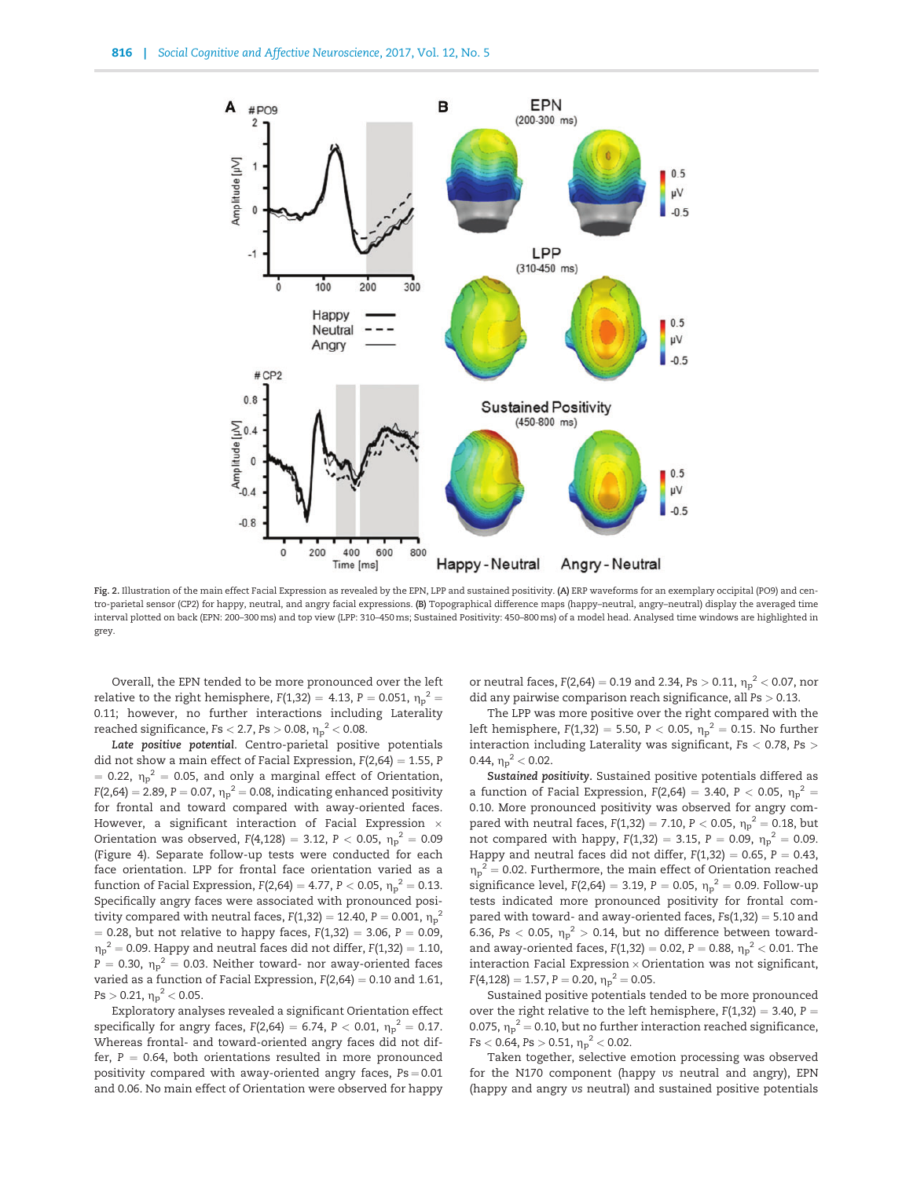Fig. 2. Illustration of the main effect Facial Expression as revealed by the EPN, LPP and sustained positivity. **(A)** ERP waveforms for an exemplary occipital (PO9) and centro-parietal sensor (CP2) for happy, neutral, and angry facial expressions. **(B)** Topographical difference maps (happy–neutral, angry–neutral) display the averaged time interval plotted on back (EPN: 200–300 ms) and top view (LPP: 310–450 ms; Sustained Positivity: 450–800 ms) of a model head. Analysed time windows are highlighted in grey.

Overall, the EPN tended to be more pronounced over the left relative to the right hemisphere, $F(1,32) = 4.13$, $P = 0.051$, $\eta_p^2 = 0.11$; however, no further interactions including Laterality reached significance, $Fs < 2.7$, $Ps > 0.08$, $\eta_p^2 < 0.08$.

***Late positive potential.*** Centro-parietal positive potentials did not show a main effect of Facial Expression, $F(2,64) = 1.55$, $P = 0.22$, $\eta_p^2 = 0.05$, and only a marginal effect of Orientation, $F(2,64) = 2.89$, $P = 0.07$, $\eta_p^2 = 0.08$, indicating enhanced positivity for frontal and toward compared with away-oriented faces. However, a significant interaction of Facial Expression × Orientation was observed, $F(4,128) = 3.12$, $P < 0.05$, $\eta_p^2 = 0.09$ (Figure 4). Separate follow-up tests were conducted for each face orientation. LPP for frontal face orientation varied as a function of Facial Expression, $F(2,64) = 4.77$, $P < 0.05$, $\eta_p^2 = 0.13$. Specifically angry faces were associated with pronounced positivity compared with neutral faces, $F(1,32) = 12.40$, $P = 0.001$, $\eta_p^2 = 0.28$, but not relative to happy faces, $F(1,32) = 3.06$, $P = 0.09$, $\eta_p^2 = 0.09$. Happy and neutral faces did not differ, $F(1,32) = 1.10$, $P = 0.30$, $\eta_p^2 = 0.03$. Neither toward- nor away-oriented faces varied as a function of Facial Expression, $F(2,64) = 0.10$ and $1.61$, $Ps > 0.21$, $\eta_p^2 < 0.05$.

Exploratory analyses revealed a significant Orientation effect specifically for angry faces, $F(2,64) = 6.74$, $P < 0.01$, $\eta_p^2 = 0.17$. Whereas frontal- and toward-oriented angry faces did not differ, $P = 0.64$, both orientations resulted in more pronounced positivity compared with away-oriented angry faces, $Ps = 0.01$ and $0.06$. No main effect of Orientation were observed for happy or neutral faces, $F(2,64) = 0.19$ and $2.34$, $Ps > 0.11$, $\eta_p^2 < 0.07$, nor did any pairwise comparison reach significance, all $Ps > 0.13$.

The LPP was more positive over the right compared with the left hemisphere, $F(1,32) = 5.50$, $P < 0.05$, $\eta_p^2 = 0.15$. No further interaction including Laterality was significant, $Fs < 0.78$, $Ps > 0.44$, $\eta_p^2 < 0.02$.

***Sustained positivity.*** Sustained positive potentials differed as a function of Facial Expression, $F(2,64) = 3.40$, $P < 0.05$, $\eta_p^2 = 0.10$. More pronounced positivity was observed for angry compared with neutral faces, $F(1,32) = 7.10$, $P < 0.05$, $\eta_p^2 = 0.18$, but not compared with happy, $F(1,32) = 3.15$, $P = 0.09$, $\eta_p^2 = 0.09$. Happy and neutral faces did not differ, $F(1,32) = 0.65$, $P = 0.43$, $\eta_p^2 = 0.02$. Furthermore, the main effect of Orientation reached significance level, $F(2,64) = 3.19$, $P = 0.05$, $\eta_p^2 = 0.09$. Follow-up tests indicated more pronounced positivity for frontal compared with toward- and away-oriented faces, $Fs(1,32) = 5.10$ and $6.36$, $Ps < 0.05$, $\eta_p^2 > 0.14$, but no difference between toward- and away-oriented faces, $F(1,32) = 0.02$, $P = 0.88$, $\eta_p^2 < 0.01$. The interaction Facial Expression × Orientation was not significant, $F(4,128) = 1.57$, $P = 0.20$, $\eta_p^2 = 0.05$.

Sustained positive potentials tended to be more pronounced over the right relative to the left hemisphere, $F(1,32) = 3.40$, $P = 0.075$, $\eta_p^2 = 0.10$, but no further interaction reached significance, $Fs < 0.64$, $Ps > 0.51$, $\eta_p^2 < 0.02$.

Taken together, selective emotion processing was observed for the N170 component (happy *vs* neutral and angry), EPN (happy and angry *vs* neutral) and sustained positive potentials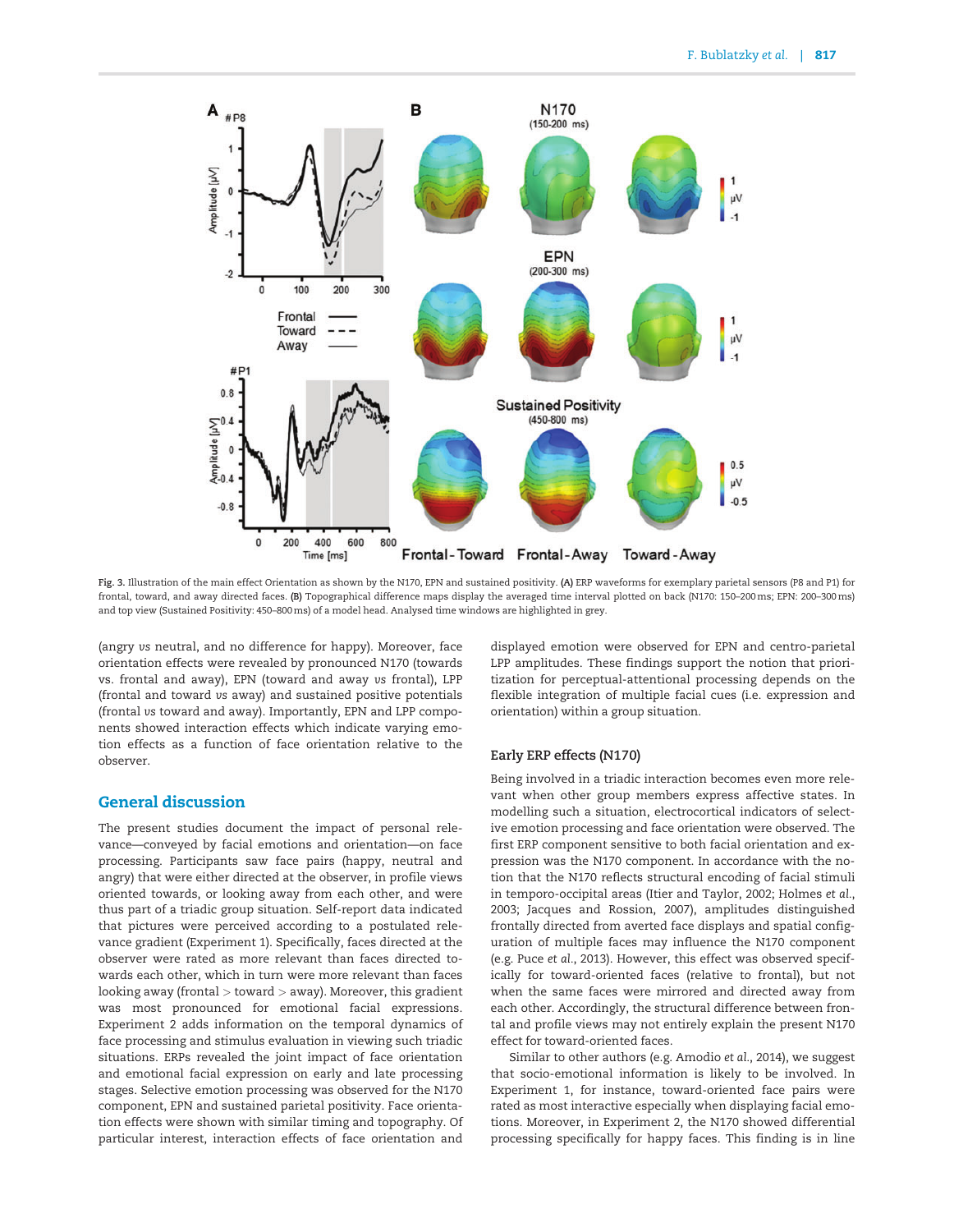Fig. 3. Illustration of the main effect Orientation as shown by the N170, EPN and sustained positivity. **(A)** ERP waveforms for exemplary parietal sensors (P8 and P1) for frontal, toward, and away directed faces. **(B)** Topographical difference maps display the averaged time interval plotted on back (N170: 150–200 ms; EPN: 200–300 ms) and top view (Sustained Positivity: 450–800 ms) of a model head. Analysed time windows are highlighted in grey.

(angry *vs* neutral, and no difference for happy). Moreover, face orientation effects were revealed by pronounced N170 (towards vs. frontal and away), EPN (toward and away *vs* frontal), LPP (frontal and toward *vs* away) and sustained positive potentials (frontal *vs* toward and away). Importantly, EPN and LPP components showed interaction effects which indicate varying emotion effects as a function of face orientation relative to the observer.

## General discussion

The present studies document the impact of personal relevance—conveyed by facial emotions and orientation—on face processing. Participants saw face pairs (happy, neutral and angry) that were either directed at the observer, in profile views oriented towards, or looking away from each other, and were thus part of a triadic group situation. Self-report data indicated that pictures were perceived according to a postulated relevance gradient (Experiment 1). Specifically, faces directed at the observer were rated as more relevant than faces directed towards each other, which in turn were more relevant than faces looking away (frontal > toward > away). Moreover, this gradient was most pronounced for emotional facial expressions. Experiment 2 adds information on the temporal dynamics of face processing and stimulus evaluation in viewing such triadic situations. ERPs revealed the joint impact of face orientation and emotional facial expression on early and late processing stages. Selective emotion processing was observed for the N170 component, EPN and sustained parietal positivity. Face orientation effects were shown with similar timing and topography. Of particular interest, interaction effects of face orientation and displayed emotion were observed for EPN and centro-parietal LPP amplitudes. These findings support the notion that prioritization for perceptual-attentional processing depends on the flexible integration of multiple facial cues (i.e. expression and orientation) within a group situation.

### Early ERP effects (N170)

Being involved in a triadic interaction becomes even more relevant when other group members express affective states. In modelling such a situation, electrocortical indicators of selective emotion processing and face orientation were observed. The first ERP component sensitive to both facial orientation and expression was the N170 component. In accordance with the notion that the N170 reflects structural encoding of facial stimuli in temporo-occipital areas (Itier and Taylor, 2002; Holmes *et al.*, 2003; Jacques and Rossion, 2007), amplitudes distinguished frontally directed from averted face displays and spatial configuration of multiple faces may influence the N170 component (e.g. Puce *et al.*, 2013). However, this effect was observed specifically for toward-oriented faces (relative to frontal), but not when the same faces were mirrored and directed away from each other. Accordingly, the structural difference between frontal and profile views may not entirely explain the present N170 effect for toward-oriented faces.

Similar to other authors (e.g. Amodio *et al.*, 2014), we suggest that socio-emotional information is likely to be involved. In Experiment 1, for instance, toward-oriented face pairs were rated as most interactive especially when displaying facial emotions. Moreover, in Experiment 2, the N170 showed differential processing specifically for happy faces. This finding is in line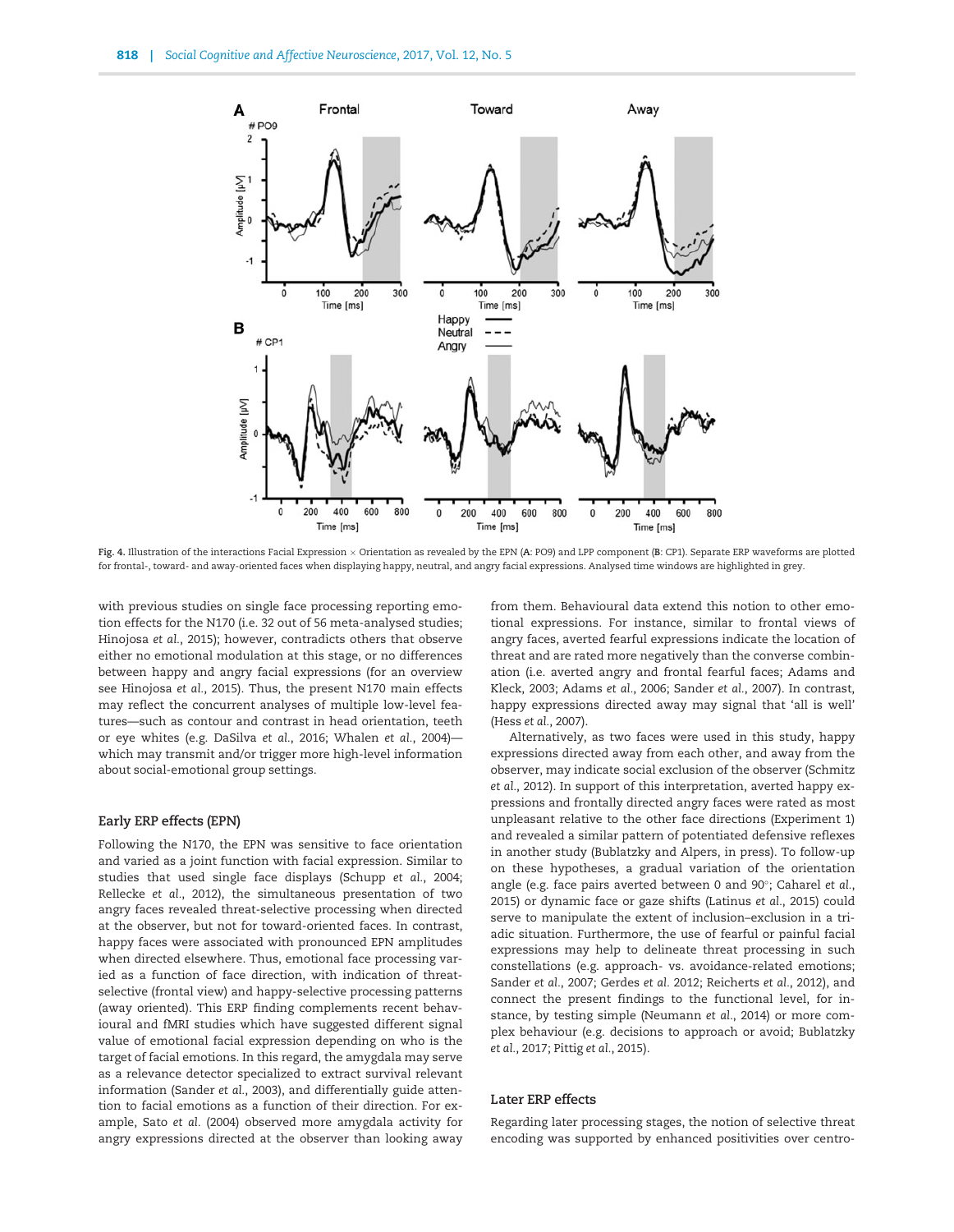Fig. 4. Illustration of the interactions Facial Expression × Orientation as revealed by the EPN (A: PO9) and LPP component (B: CP1). Separate ERP waveforms are plotted for frontal-, toward- and away-oriented faces when displaying happy, neutral, and angry facial expressions. Analysed time windows are highlighted in grey.

with previous studies on single face processing reporting emotion effects for the N170 (i.e. 32 out of 56 meta-analysed studies; Hinojosa *et al.*, 2015); however, contradicts others that observe either no emotional modulation at this stage, or no differences between happy and angry facial expressions (for an overview see Hinojosa *et al.*, 2015). Thus, the present N170 main effects may reflect the concurrent analyses of multiple low-level features—such as contour and contrast in head orientation, teeth or eye whites (e.g. DaSilva *et al.*, 2016; Whalen *et al.*, 2004)—which may transmit and/or trigger more high-level information about social-emotional group settings.

### Early ERP effects (EPN)

Following the N170, the EPN was sensitive to face orientation and varied as a joint function with facial expression. Similar to studies that used single face displays (Schupp *et al.*, 2004; Rellecke *et al.*, 2012), the simultaneous presentation of two angry faces revealed threat-selective processing when directed at the observer, but not for toward-oriented faces. In contrast, happy faces were associated with pronounced EPN amplitudes when directed elsewhere. Thus, emotional face processing varied as a function of face direction, with indication of threat-selective (frontal view) and happy-selective processing patterns (away oriented). This ERP finding complements recent behavioural and fMRI studies which have suggested different signal value of emotional facial expression depending on who is the target of facial emotions. In this regard, the amygdala may serve as a relevance detector specialized to extract survival relevant information (Sander *et al.*, 2003), and differentially guide attention to facial emotions as a function of their direction. For example, Sato *et al.* (2004) observed more amygdala activity for angry expressions directed at the observer than looking away from them. Behavioural data extend this notion to other emotional expressions. For instance, similar to frontal views of angry faces, averted fearful expressions indicate the location of threat and are rated more negatively than the converse combination (i.e. averted angry and frontal fearful faces; Adams and Kleck, 2003; Adams *et al.*, 2006; Sander *et al.*, 2007). In contrast, happy expressions directed away may signal that 'all is well' (Hess *et al.*, 2007).

Alternatively, as two faces were used in this study, happy expressions directed away from each other, and away from the observer, may indicate social exclusion of the observer (Schmitz *et al.*, 2012). In support of this interpretation, averted happy expressions and frontally directed angry faces were rated as most unpleasant relative to the other face directions (Experiment 1) and revealed a similar pattern of potentiated defensive reflexes in another study (Bublatzky and Alpers, in press). To follow-up on these hypotheses, a gradual variation of the orientation angle (e.g. face pairs averted between 0 and 90°; Caharel *et al.*, 2015) or dynamic face or gaze shifts (Latinus *et al.*, 2015) could serve to manipulate the extent of inclusion–exclusion in a triadic situation. Furthermore, the use of fearful or painful facial expressions may help to delineate threat processing in such constellations (e.g. approach- vs. avoidance-related emotions; Sander *et al.*, 2007; Gerdes *et al.* 2012; Reicherts *et al.*, 2012), and connect the present findings to the functional level, for instance, by testing simple (Neumann *et al.*, 2014) or more complex behaviour (e.g. decisions to approach or avoid; Bublatzky *et al.*, 2017; Pittig *et al.*, 2015).

### Later ERP effects

Regarding later processing stages, the notion of selective threat encoding was supported by enhanced positivities over centro-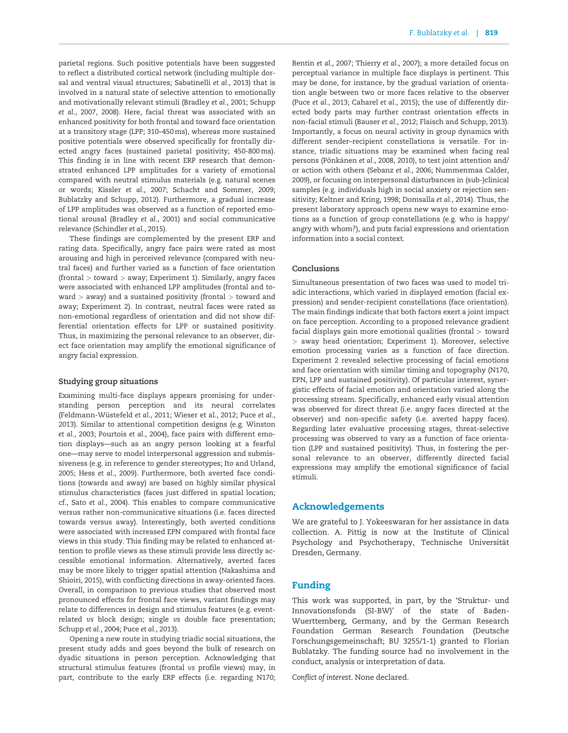parietal regions. Such positive potentials have been suggested to reflect a distributed cortical network (including multiple dorsal and ventral visual structures; Sabatinelli *et al.*, 2013) that is involved in a natural state of selective attention to emotionally and motivationally relevant stimuli (Bradley *et al.*, 2001; Schupp *et al.*, 2007, 2008). Here, facial threat was associated with an enhanced positivity for both frontal and toward face orientation at a transitory stage (LPP; 310–450 ms), whereas more sustained positive potentials were observed specifically for frontally directed angry faces (sustained parietal positivity; 450-800 ms). This finding is in line with recent ERP research that demonstrated enhanced LPP amplitudes for a variety of emotional compared with neutral stimulus materials (e.g. natural scenes or words; Kissler *et al.*, 2007; Schacht and Sommer, 2009; Bublatzky and Schupp, 2012). Furthermore, a gradual increase of LPP amplitudes was observed as a function of reported emotional arousal (Bradley *et al.*, 2001) and social communicative relevance (Schindler *et al.*, 2015).

These findings are complemented by the present ERP and rating data. Specifically, angry face pairs were rated as most arousing and high in perceived relevance (compared with neutral faces) and further varied as a function of face orientation (frontal > toward > away; Experiment 1). Similarly, angry faces were associated with enhanced LPP amplitudes (frontal and toward > away) and a sustained positivity (frontal > toward and away; Experiment 2). In contrast, neutral faces were rated as non-emotional regardless of orientation and did not show differential orientation effects for LPP or sustained positivity. Thus, in maximizing the personal relevance to an observer, direct face orientation may amplify the emotional significance of angry facial expression.

### Studying group situations

Examining multi-face displays appears promising for understanding person perception and its neural correlates (Feldmann-Wüstefeld *et al.*, 2011; Wieser et al., 2012; Puce *et al.*, 2013). Similar to attentional competition designs (e.g. Winston *et al.*, 2003; Pourtois *et al.*, 2004), face pairs with different emotion displays—such as an angry person looking at a fearful one—may serve to model interpersonal aggression and submissiveness (e.g. in reference to gender stereotypes; Ito and Urland, 2005; Hess *et al.*, 2009). Furthermore, both averted face conditions (towards and away) are based on highly similar physical stimulus characteristics (faces just differed in spatial location; cf., Sato *et al.*, 2004). This enables to compare communicative versus rather non-communicative situations (i.e. faces directed towards versus away). Interestingly, both averted conditions were associated with increased EPN compared with frontal face views in this study. This finding may be related to enhanced attention to profile views as these stimuli provide less directly accessible emotional information. Alternatively, averted faces may be more likely to trigger spatial attention (Nakashima and Shioiri, 2015), with conflicting directions in away-oriented faces. Overall, in comparison to previous studies that observed most pronounced effects for frontal face views, variant findings may relate to differences in design and stimulus features (e.g. event-related *vs* block design; single *vs* double face presentation; Schupp *et al.*, 2004; Puce *et al.*, 2013).

Opening a new route in studying triadic social situations, the present study adds and goes beyond the bulk of research on dyadic situations in person perception. Acknowledging that structural stimulus features (frontal *vs* profile views) may, in part, contribute to the early ERP effects (i.e. regarding N170; Bentin *et al.*, 2007; Thierry *et al.*, 2007); a more detailed focus on perceptual variance in multiple face displays is pertinent. This may be done, for instance, by the gradual variation of orientation angle between two or more faces relative to the observer (Puce *et al.*, 2013; Caharel *et al.*, 2015); the use of differently directed body parts may further contrast orientation effects in non-facial stimuli (Bauser *et al.*, 2012; Flaisch and Schupp, 2013). Importantly, a focus on neural activity in group dynamics with different sender–recipient constellations is versatile. For instance, triadic situations may be examined when facing real persons (Pönkänen *et al.*, 2008, 2010), to test joint attention and/or action with others (Sebanz *et al.*, 2006; Nummenmaa Calder, 2009), or focusing on interpersonal disturbances in (sub-)clinical samples (e.g. individuals high in social anxiety or rejection sensitivity; Keltner and Kring, 1998; Domsalla *et al.*, 2014). Thus, the present laboratory approach opens new ways to examine emotions as a function of group constellations (e.g. who is happy/angry with whom?), and puts facial expressions and orientation information into a social context.

### Conclusions

Simultaneous presentation of two faces was used to model triadic interactions, which varied in displayed emotion (facial expression) and sender-recipient constellations (face orientation). The main findings indicate that both factors exert a joint impact on face perception. According to a proposed relevance gradient facial displays gain more emotional qualities (frontal > toward > away head orientation; Experiment 1). Moreover, selective emotion processing varies as a function of face direction. Experiment 2 revealed selective processing of facial emotions and face orientation with similar timing and topography (N170, EPN, LPP and sustained positivity). Of particular interest, synergistic effects of facial emotion and orientation varied along the processing stream. Specifically, enhanced early visual attention was observed for direct threat (i.e. angry faces directed at the observer) and non-specific safety (i.e. averted happy faces). Regarding later evaluative processing stages, threat-selective processing was observed to vary as a function of face orientation (LPP and sustained positivity). Thus, in fostering the personal relevance to an observer, differently directed facial expressions may amplify the emotional significance of facial stimuli.

## Acknowledgements

We are grateful to J. Yokeeswaran for her assistance in data collection. A. Pittig is now at the Institute of Clinical Psychology and Psychotherapy, Technische Universität Dresden, Germany.

## Funding

This work was supported, in part, by the 'Struktur- und Innovationsfonds (SI-BW)' of the state of Baden-Wuerttemberg, Germany, and by the German Research Foundation German Research Foundation (Deutsche Forschungsgemeinschaft; BU 3255/1-1) granted to Florian Bublatzky. The funding source had no involvement in the conduct, analysis or interpretation of data.

*Conflict of interest*. None declared.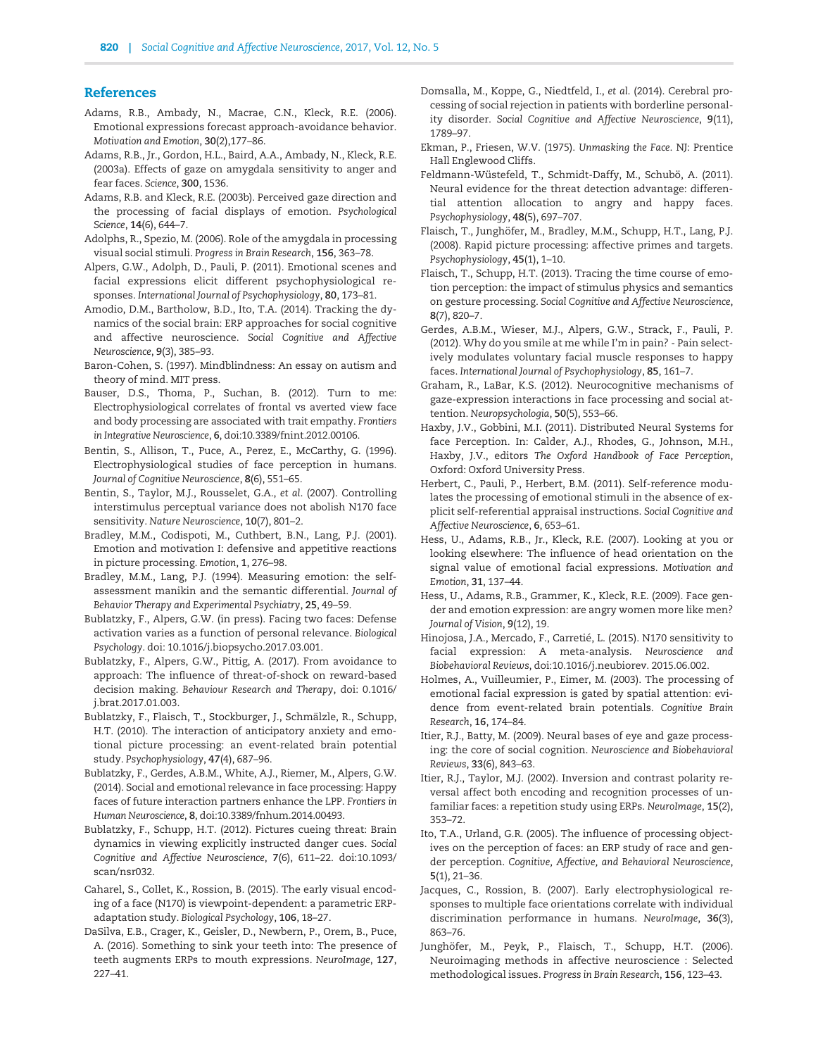## References

Adams, R.B., Ambady, N., Macrae, C.N., Kleck, R.E. (2006). Emotional expressions forecast approach-avoidance behavior. *Motivation and Emotion*, **30**(2),177–86.

Adams, R.B., Jr., Gordon, H.L., Baird, A.A., Ambady, N., Kleck, R.E. (2003a). Effects of gaze on amygdala sensitivity to anger and fear faces. *Science*, **300**, 1536.

Adams, R.B. and Kleck, R.E. (2003b). Perceived gaze direction and the processing of facial displays of emotion. *Psychological Science*, **14**(6), 644–7.

Adolphs, R., Spezio, M. (2006). Role of the amygdala in processing visual social stimuli. *Progress in Brain Research*, **156**, 363–78.

Alpers, G.W., Adolph, D., Pauli, P. (2011). Emotional scenes and facial expressions elicit different psychophysiological responses. *International Journal of Psychophysiology*, **80**, 173–81.

Amodio, D.M., Bartholow, B.D., Ito, T.A. (2014). Tracking the dynamics of the social brain: ERP approaches for social cognitive and affective neuroscience. *Social Cognitive and Affective Neuroscience*, **9**(3), 385–93.

Baron-Cohen, S. (1997). Mindblindness: An essay on autism and theory of mind. MIT press.

Bauser, D.S., Thoma, P., Suchan, B. (2012). Turn to me: Electrophysiological correlates of frontal vs averted view face and body processing are associated with trait empathy. *Frontiers in Integrative Neuroscience*, **6**, doi:10.3389/fnint.2012.00106.

Bentin, S., Allison, T., Puce, A., Perez, E., McCarthy, G. (1996). Electrophysiological studies of face perception in humans. *Journal of Cognitive Neuroscience*, **8**(6), 551–65.

Bentin, S., Taylor, M.J., Rousselet, G.A., *et al.* (2007). Controlling interstimulus perceptual variance does not abolish N170 face sensitivity. *Nature Neuroscience*, **10**(7), 801–2.

Bradley, M.M., Codispoti, M., Cuthbert, B.N., Lang, P.J. (2001). Emotion and motivation I: defensive and appetitive reactions in picture processing. *Emotion*, **1**, 276–98.

Bradley, M.M., Lang, P.J. (1994). Measuring emotion: the self-assessment manikin and the semantic differential. *Journal of Behavior Therapy and Experimental Psychiatry*, **25**, 49–59.

Bublatzky, F., Alpers, G.W. (in press). Facing two faces: Defense activation varies as a function of personal relevance. *Biological Psychology*. doi: 10.1016/j.biopsycho.2017.03.001.

Bublatzky, F., Alpers, G.W., Pittig, A. (2017). From avoidance to approach: The influence of threat-of-shock on reward-based decision making. *Behaviour Research and Therapy*, doi: 0.1016/j.brat.2017.01.003.

Bublatzky, F., Flaisch, T., Stockburger, J., Schmälzle, R., Schupp, H.T. (2010). The interaction of anticipatory anxiety and emotional picture processing: an event-related brain potential study. *Psychophysiology*, **47**(4), 687–96.

Bublatzky, F., Gerdes, A.B.M., White, A.J., Riemer, M., Alpers, G.W. (2014). Social and emotional relevance in face processing: Happy faces of future interaction partners enhance the LPP. *Frontiers in Human Neuroscience*, **8**, doi:10.3389/fnhum.2014.00493.

Bublatzky, F., Schupp, H.T. (2012). Pictures cueing threat: Brain dynamics in viewing explicitly instructed danger cues. *Social Cognitive and Affective Neuroscience*, **7**(6), 611–22. doi:10.1093/scan/nsr032.

Caharel, S., Collet, K., Rossion, B. (2015). The early visual encoding of a face (N170) is viewpoint-dependent: a parametric ERP-adaptation study. *Biological Psychology*, **106**, 18–27.

DaSilva, E.B., Crager, K., Geisler, D., Newbern, P., Orem, B., Puce, A. (2016). Something to sink your teeth into: The presence of teeth augments ERPs to mouth expressions. *NeuroImage*, **127**, 227–41.

Domsalla, M., Koppe, G., Niedtfeld, I., *et al.* (2014). Cerebral processing of social rejection in patients with borderline personality disorder. *Social Cognitive and Affective Neuroscience*, **9**(11), 1789–97.

Ekman, P., Friesen, W.V. (1975). *Unmasking the Face*. NJ: Prentice Hall Englewood Cliffs.

Feldmann-Wüstefeld, T., Schmidt-Daffy, M., Schubö, A. (2011). Neural evidence for the threat detection advantage: differential attention allocation to angry and happy faces. *Psychophysiology*, **48**(5), 697–707.

Flaisch, T., Junghöfer, M., Bradley, M.M., Schupp, H.T., Lang, P.J. (2008). Rapid picture processing: affective primes and targets. *Psychophysiology*, **45**(1), 1–10.

Flaisch, T., Schupp, H.T. (2013). Tracing the time course of emotion perception: the impact of stimulus physics and semantics on gesture processing. *Social Cognitive and Affective Neuroscience*, **8**(7), 820–7.

Gerdes, A.B.M., Wieser, M.J., Alpers, G.W., Strack, F., Pauli, P. (2012). Why do you smile at me while I'm in pain? - Pain selectively modulates voluntary facial muscle responses to happy faces. *International Journal of Psychophysiology*, **85**, 161–7.

Graham, R., LaBar, K.S. (2012). Neurocognitive mechanisms of gaze-expression interactions in face processing and social attention. *Neuropsychologia*, **50**(5), 553–66.

Haxby, J.V., Gobbini, M.I. (2011). Distributed Neural Systems for face Perception. In: Calder, A.J., Rhodes, G., Johnson, M.H., Haxby, J.V., editors *The Oxford Handbook of Face Perception*, Oxford: Oxford University Press.

Herbert, C., Pauli, P., Herbert, B.M. (2011). Self-reference modulates the processing of emotional stimuli in the absence of explicit self-referential appraisal instructions. *Social Cognitive and Affective Neuroscience*, **6**, 653–61.

Hess, U., Adams, R.B., Jr., Kleck, R.E. (2007). Looking at you or looking elsewhere: The influence of head orientation on the signal value of emotional facial expressions. *Motivation and Emotion*, **31**, 137–44.

Hess, U., Adams, R.B., Grammer, K., Kleck, R.E. (2009). Face gender and emotion expression: are angry women more like men? *Journal of Vision*, **9**(12), 19.

Hinojosa, J.A., Mercado, F., Carretié, L. (2015). N170 sensitivity to facial expression: A meta-analysis. *Neuroscience and Biobehavioral Reviews*, doi:10.1016/j.neubiorev. 2015.06.002.

Holmes, A., Vuilleumier, P., Eimer, M. (2003). The processing of emotional facial expression is gated by spatial attention: evidence from event-related brain potentials. *Cognitive Brain Research*, **16**, 174–84.

Itier, R.J., Batty, M. (2009). Neural bases of eye and gaze processing: the core of social cognition. *Neuroscience and Biobehavioral Reviews*, **33**(6), 843–63.

Itier, R.J., Taylor, M.J. (2002). Inversion and contrast polarity reversal affect both encoding and recognition processes of unfamiliar faces: a repetition study using ERPs. *NeuroImage*, **15**(2), 353–72.

Ito, T.A., Urland, G.R. (2005). The influence of processing objectives on the perception of faces: an ERP study of race and gender perception. *Cognitive, Affective, and Behavioral Neuroscience*, **5**(1), 21–36.

Jacques, C., Rossion, B. (2007). Early electrophysiological responses to multiple face orientations correlate with individual discrimination performance in humans. *NeuroImage*, **36**(3), 863–76.

Junghöfer, M., Peyk, P., Flaisch, T., Schupp, H.T. (2006). Neuroimaging methods in affective neuroscience : Selected methodological issues. *Progress in Brain Research*, **156**, 123–43.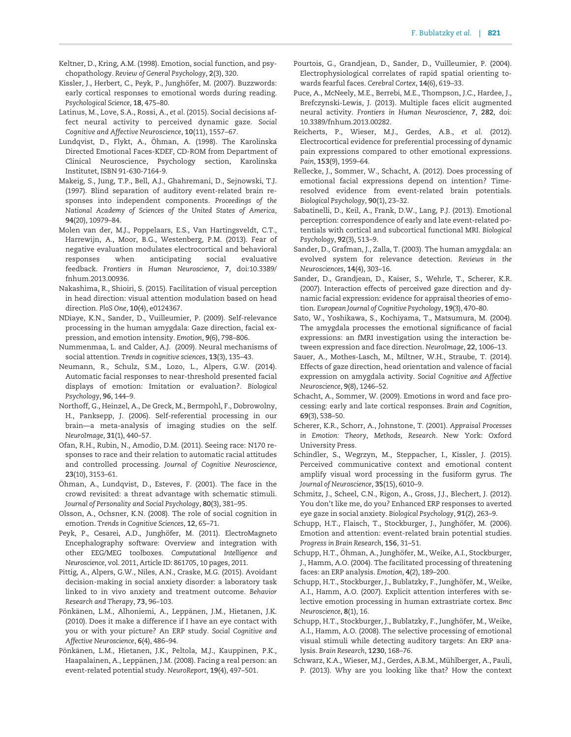Keltner, D., Kring, A.M. (1998). Emotion, social function, and psychopathology. *Review of General Psychology*, **2**(3), 320.

Kissler, J., Herbert, C., Peyk, P., Junghöfer, M. (2007). Buzzwords: early cortical responses to emotional words during reading. *Psychological Science*, **18**, 475–80.

Latinus, M., Love, S.A., Rossi, A., *et al*. (2015). Social decisions affect neural activity to perceived dynamic gaze. *Social Cognitive and Affective Neuroscience*, **10**(11), 1557–67.

Lundqvist, D., Flykt, A., Öhman, A. (1998). The Karolinska Directed Emotional Faces-KDEF, CD-ROM from Department of Clinical Neuroscience, Psychology section, Karolinska Institutet, ISBN 91-630-7164-9.

Makeig, S., Jung, T.P., Bell, A.J., Ghahremani, D., Sejnowski, T.J. (1997). Blind separation of auditory event-related brain responses into independent components. *Proceedings of the National Academy of Sciences of the United States of America*, **94**(20), 10979–84.

Molen van der, M.J., Poppelaars, E.S., Van Hartingsveldt, C.T., Harrewijn, A., Moor, B.G., Westenberg, P.M. (2013). Fear of negative evaluation modulates electrocortical and behavioral responses when anticipating social evaluative feedback. *Frontiers in Human Neuroscience*, **7**, doi:10.3389/fnhum.2013.00936.

Nakashima, R., Shioiri, S. (2015). Facilitation of visual perception in head direction: visual attention modulation based on head direction. *PloS One*, **10**(4), e0124367.

NDiaye, K.N., Sander, D., Vuilleumier, P. (2009). Self-relevance processing in the human amygdala: Gaze direction, facial expression, and emotion intensity. *Emotion*, **9**(6), 798–806.

Nummenmaa, L. and Calder, A.J. (2009). Neural mechanisms of social attention. *Trends in cognitive sciences*, **13**(3), 135–43.

Neumann, R., Schulz, S.M., Lozo, L., Alpers, G.W. (2014). Automatic facial responses to near-threshold presented facial displays of emotion: Imitation or evaluation?. *Biological Psychology*, **96**, 144–9.

Northoff, G., Heinzel, A., De Greck, M., Bermpohl, F., Dobrowolny, H., Panksepp, J. (2006). Self-referential processing in our brain—a meta-analysis of imaging studies on the self. *NeuroImage*, **31**(1), 440–57.

Ofan, R.H., Rubin, N., Amodio, D.M. (2011). Seeing race: N170 responses to race and their relation to automatic racial attitudes and controlled processing. *Journal of Cognitive Neuroscience*, **23**(10), 3153–61.

Öhman, A., Lundqvist, D., Esteves, F. (2001). The face in the crowd revisited: a threat advantage with schematic stimuli. *Journal of Personality and Social Psychology*, **80**(3), 381–95.

Olsson, A., Ochsner, K.N. (2008). The role of social cognition in emotion. *Trends in Cognitive Sciences*, **12**, 65–71.

Peyk, P., Cesarei, A.D., Junghöfer, M. (2011). ElectroMagneto Encephalography software: Overview and integration with other EEG/MEG toolboxes. *Computational Intelligence and Neuroscience*, vol. 2011, Article ID: 861705, 10 pages, 2011.

Pittig, A., Alpers, G.W., Niles, A.N., Craske, M.G. (2015). Avoidant decision-making in social anxiety disorder: a laboratory task linked to in vivo anxiety and treatment outcome. *Behavior Research and Therapy*, **73**, 96–103.

Pönkänen, L.M., Alhoniemi, A., Leppänen, J.M., Hietanen, J.K. (2010). Does it make a difference if I have an eye contact with you or with your picture? An ERP study. *Social Cognitive and Affective Neuroscience*, **6**(4), 486–94.

Pönkänen, L.M., Hietanen, J.K., Peltola, M.J., Kauppinen, P.K., Haapalainen, A., Leppänen, J.M. (2008). Facing a real person: an event-related potential study. *NeuroReport*, **19**(4), 497–501.

Pourtois, G., Grandjean, D., Sander, D., Vuilleumier, P. (2004). Electrophysiological correlates of rapid spatial orienting towards fearful faces. *Cerebral Cortex*, **14**(6), 619–33.

Puce, A., McNeely, M.E., Berrebi, M.E., Thompson, J.C., Hardee, J., Brefczynski-Lewis, J. (2013). Multiple faces elicit augmented neural activity. *Frontiers in Human Neuroscience*, **7**, **282**, doi: 10.3389/fnhum.2013.00282.

Reicherts, P., Wieser, M.J., Gerdes, A.B., *et al*. (2012). Electrocortical evidence for preferential processing of dynamic pain expressions compared to other emotional expressions. *Pain*, **153**(9), 1959–64.

Rellecke, J., Sommer, W., Schacht, A. (2012). Does processing of emotional facial expressions depend on intention? Time-resolved evidence from event-related brain potentials. *Biological Psychology*, **90**(1), 23–32.

Sabatinelli, D., Keil, A., Frank, D.W., Lang, P.J. (2013). Emotional perception: correspondence of early and late event-related potentials with cortical and subcortical functional MRI. *Biological Psychology*, **92**(3), 513–9.

Sander, D., Grafman, J., Zalla, T. (2003). The human amygdala: an evolved system for relevance detection. *Reviews in the Neurosciences*, **14**(4), 303–16.

Sander, D., Grandjean, D., Kaiser, S., Wehrle, T., Scherer, K.R. (2007). Interaction effects of perceived gaze direction and dynamic facial expression: evidence for appraisal theories of emotion. *European Journal of Cognitive Psychology*, **19**(3), 470–80.

Sato, W., Yoshikawa, S., Kochiyama, T., Matsumura, M. (2004). The amygdala processes the emotional significance of facial expressions: an fMRI investigation using the interaction between expression and face direction. *NeuroImage*, **22**, 1006–13.

Sauer, A., Mothes-Lasch, M., Miltner, W.H., Straube, T. (2014). Effects of gaze direction, head orientation and valence of facial expression on amygdala activity. *Social Cognitive and Affective Neuroscience*, **9**(8), 1246–52.

Schacht, A., Sommer, W. (2009). Emotions in word and face processing: early and late cortical responses. *Brain and Cognition*, **69**(3), 538–50.

Scherer, K.R., Schorr, A., Johnstone, T. (2001). *Appraisal Processes in Emotion: Theory, Methods, Research*. New York: Oxford University Press.

Schindler, S., Wegrzyn, M., Steppacher, I., Kissler, J. (2015). Perceived communicative context and emotional content amplify visual word processing in the fusiform gyrus. *The Journal of Neuroscience*, **35**(15), 6010–9.

Schmitz, J., Scheel, C.N., Rigon, A., Gross, J.J., Blechert, J. (2012). You don't like me, do you? Enhanced ERP responses to averted eye gaze in social anxiety. *Biological Psychology*, **91**(2), 263–9.

Schupp, H.T., Flaisch, T., Stockburger, J., Junghöfer, M. (2006). Emotion and attention: event-related brain potential studies. *Progress in Brain Research*, **156**, 31–51.

Schupp, H.T., Öhman, A., Junghöfer, M., Weike, A.I., Stockburger, J., Hamm, A.O. (2004). The facilitated processing of threatening faces: an ERP analysis. *Emotion*, **4**(2), 189–200.

Schupp, H.T., Stockburger, J., Bublatzky, F., Junghöfer, M., Weike, A.I., Hamm, A.O. (2007). Explicit attention interferes with selective emotion processing in human extrastriate cortex. *Bmc Neuroscience*, **8**(1), 16.

Schupp, H.T., Stockburger, J., Bublatzky, F., Junghöfer, M., Weike, A.I., Hamm, A.O. (2008). The selective processing of emotional visual stimuli while detecting auditory targets: An ERP analysis. *Brain Research*, **1230**, 168–76.

Schwarz, K.A., Wieser, M.J., Gerdes, A.B.M., Mühlberger, A., Pauli, P. (2013). Why are you looking like that? How the context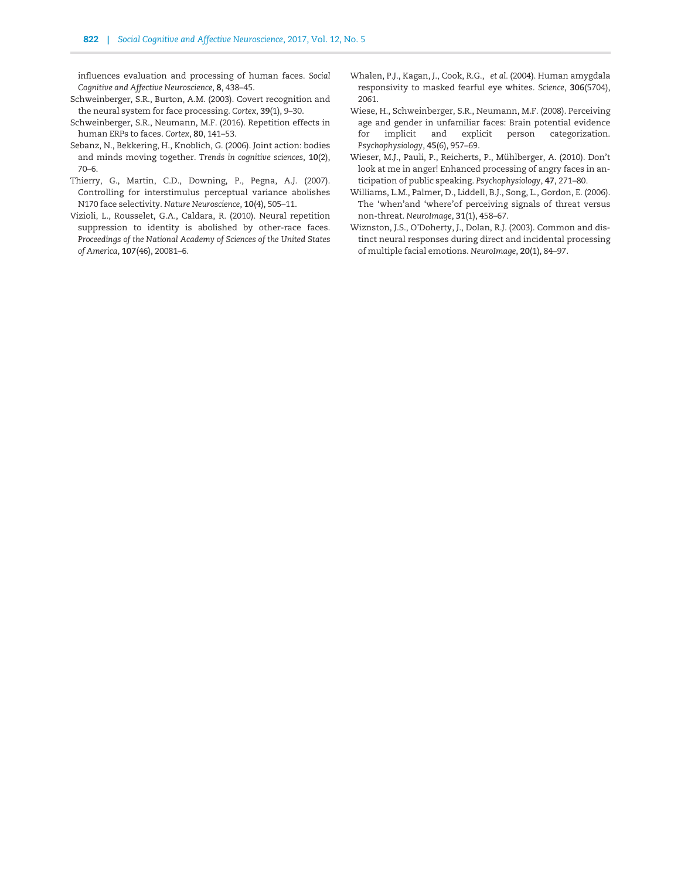influences evaluation and processing of human faces. *Social Cognitive and Affective Neuroscience*, **8**, 438–45.

Schweinberger, S.R., Burton, A.M. (2003). Covert recognition and the neural system for face processing. *Cortex*, **39**(1), 9–30.

Schweinberger, S.R., Neumann, M.F. (2016). Repetition effects in human ERPs to faces. *Cortex*, **80**, 141–53.

Sebanz, N., Bekkering, H., Knoblich, G. (2006). Joint action: bodies and minds moving together. *Trends in cognitive sciences*, **10**(2), 70–6.

Thierry, G., Martin, C.D., Downing, P., Pegna, A.J. (2007). Controlling for interstimulus perceptual variance abolishes N170 face selectivity. *Nature Neuroscience*, **10**(4), 505–11.

Vizioli, L., Rousselet, G.A., Caldara, R. (2010). Neural repetition suppression to identity is abolished by other-race faces. *Proceedings of the National Academy of Sciences of the United States of America*, **107**(46), 20081–6.

Whalen, P.J., Kagan, J., Cook, R.G., *et al.* (2004). Human amygdala responsivity to masked fearful eye whites. *Science*, **306**(5704), 2061.

Wiese, H., Schweinberger, S.R., Neumann, M.F. (2008). Perceiving age and gender in unfamiliar faces: Brain potential evidence for implicit and explicit person categorization. *Psychophysiology*, **45**(6), 957–69.

Wieser, M.J., Pauli, P., Reicherts, P., Mühlberger, A. (2010). Don't look at me in anger! Enhanced processing of angry faces in anticipation of public speaking. *Psychophysiology*, **47**, 271–80.

Williams, L.M., Palmer, D., Liddell, B.J., Song, L., Gordon, E. (2006). The 'when'and 'where'of perceiving signals of threat versus non-threat. *NeuroImage*, **31**(1), 458–67.

Wiznston, J.S., O'Doherty, J., Dolan, R.J. (2003). Common and distinct neural responses during direct and incidental processing of multiple facial emotions. *NeuroImage*, **20**(1), 84–97.